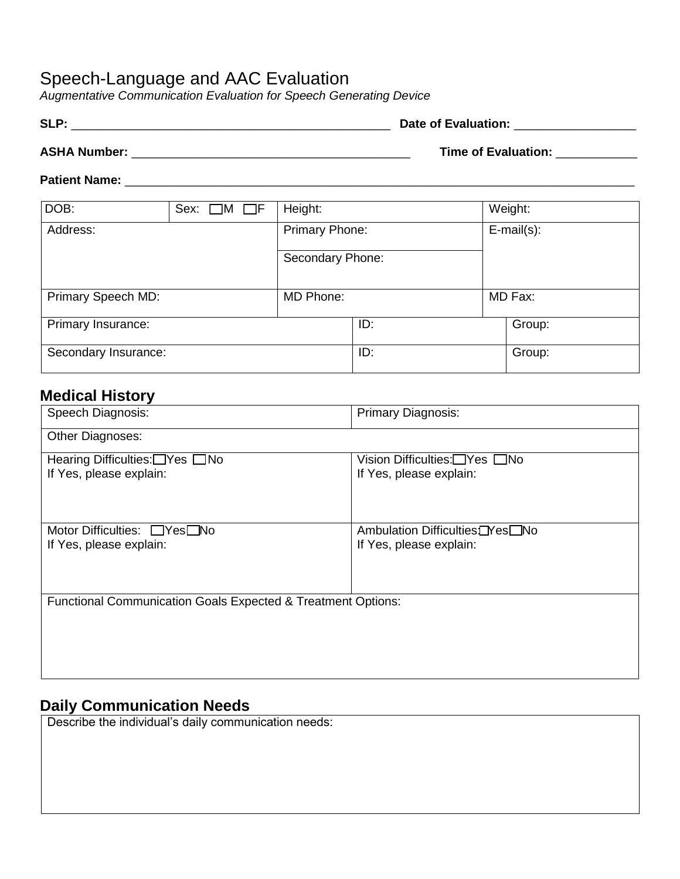# Speech-Language and AAC Evaluation

*Augmentative Communication Evaluation for Speech Generating Device*

**SLP:** _______________________________________________ **Date of Evaluation:** _________________

**ASHA Number:** _________________________________________ **Time of Evaluation:** ____________

**Patient Name:** ___________________________________________________________________________

| DOB: | Sex: ☐M ☐F | Height: | Weight: |
|---|---|---|---|
| Address: | | Primary Phone: | E-mail(s): |
| | | Secondary Phone: | |
| Primary Speech MD: | | MD Phone: | MD Fax: |

| Primary Insurance: | ID: | Group: |
|---|---|---|
| Secondary Insurance: | ID: | Group: |

## Medical History

| Speech Diagnosis: | Primary Diagnosis: |
|---|---|
| Other Diagnoses: | |
| Hearing Difficulties: ☐Yes ☐No<br>If Yes, please explain: | Vision Difficulties: ☐Yes ☐No<br>If Yes, please explain: |
| Motor Difficulties: ☐Yes ☐No<br>If Yes, please explain: | Ambulation Difficulties: ☐Yes ☐No<br>If Yes, please explain: |
| Functional Communication Goals Expected & Treatment Options: | |

## Daily Communication Needs

| Describe the individual's daily communication needs: |
|---|
| |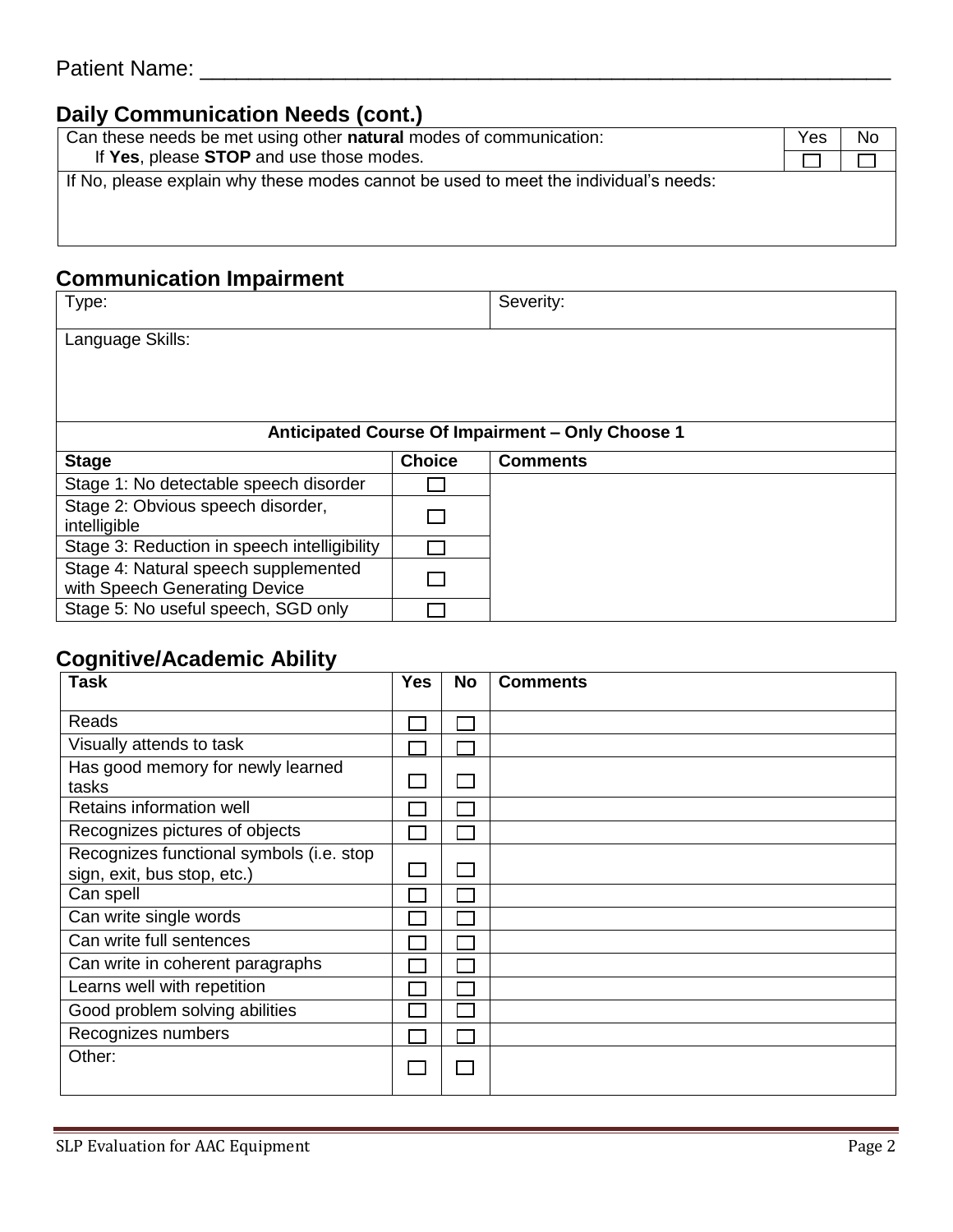Patient Name: ___________________________________________________

## Daily Communication Needs (cont.)

| Can these needs be met using other **natural** modes of communication:<br>If **Yes**, please **STOP** and use those modes. | Yes | No |
|---|---|---|
| | ☐ | ☐ |
| If No, please explain why these modes cannot be used to meet the individual's needs: | | |

## Communication Impairment

| Type: | Severity: |
|---|---|
| Language Skills: | |

**Anticipated Course Of Impairment – Only Choose 1**

| Stage | Choice | Comments |
|---|---|---|
| Stage 1: No detectable speech disorder | ☐ | |
| Stage 2: Obvious speech disorder, intelligible | ☐ | |
| Stage 3: Reduction in speech intelligibility | ☐ | |
| Stage 4: Natural speech supplemented with Speech Generating Device | ☐ | |
| Stage 5: No useful speech, SGD only | ☐ | |

## Cognitive/Academic Ability

| Task | Yes | No | Comments |
|---|---|---|---|
| Reads | ☐ | ☐ | |
| Visually attends to task | ☐ | ☐ | |
| Has good memory for newly learned tasks | ☐ | ☐ | |
| Retains information well | ☐ | ☐ | |
| Recognizes pictures of objects | ☐ | ☐ | |
| Recognizes functional symbols (i.e. stop sign, exit, bus stop, etc.) | ☐ | ☐ | |
| Can spell | ☐ | ☐ | |
| Can write single words | ☐ | ☐ | |
| Can write full sentences | ☐ | ☐ | |
| Can write in coherent paragraphs | ☐ | ☐ | |
| Learns well with repetition | ☐ | ☐ | |
| Good problem solving abilities | ☐ | ☐ | |
| Recognizes numbers | ☐ | ☐ | |
| Other: | ☐ | ☐ | |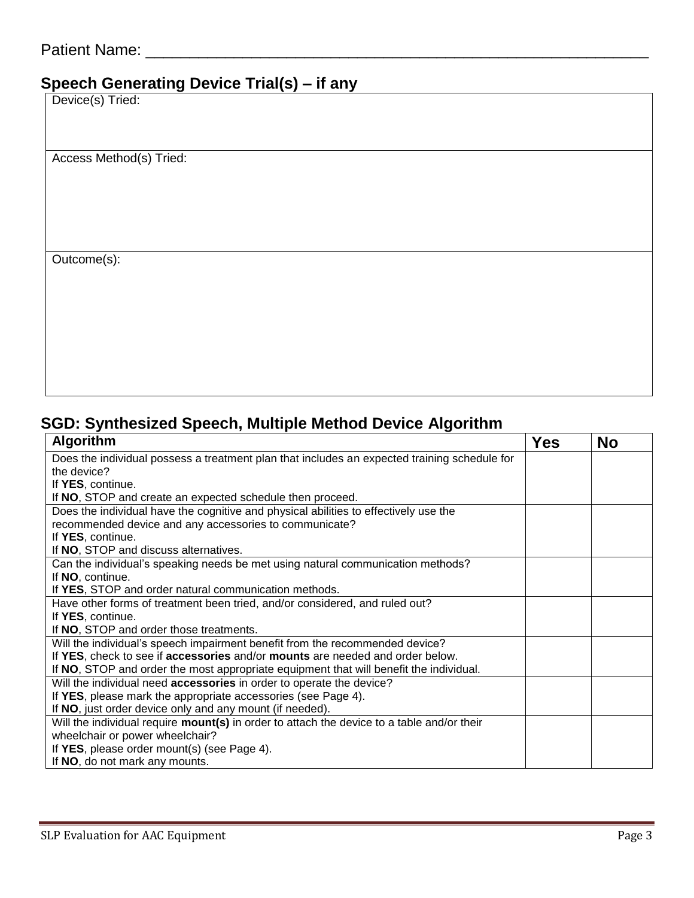Patient Name: ___________________________________________________

## Speech Generating Device Trial(s) – if any

| Device(s) Tried: |
|---|
| Access Method(s) Tried: |
| Outcome(s): |

## SGD: Synthesized Speech, Multiple Method Device Algorithm

| Algorithm | Yes | No |
|---|---|---|
| Does the individual possess a treatment plan that includes an expected training schedule for the device?<br>If **YES**, continue.<br>If **NO**, STOP and create an expected schedule then proceed. | | |
| Does the individual have the cognitive and physical abilities to effectively use the recommended device and any accessories to communicate?<br>If **YES**, continue.<br>If **NO**, STOP and discuss alternatives. | | |
| Can the individual's speaking needs be met using natural communication methods?<br>If **NO**, continue.<br>If **YES**, STOP and order natural communication methods. | | |
| Have other forms of treatment been tried, and/or considered, and ruled out?<br>If **YES**, continue.<br>If **NO**, STOP and order those treatments. | | |
| Will the individual's speech impairment benefit from the recommended device?<br>If **YES**, check to see if **accessories** and/or **mounts** are needed and order below.<br>If **NO**, STOP and order the most appropriate equipment that will benefit the individual. | | |
| Will the individual need **accessories** in order to operate the device?<br>If **YES**, please mark the appropriate accessories (see Page 4).<br>If **NO**, just order device only and any mount (if needed). | | |
| Will the individual require **mount(s)** in order to attach the device to a table and/or their wheelchair or power wheelchair?<br>If **YES**, please order mount(s) (see Page 4).<br>If **NO**, do not mark any mounts. | | |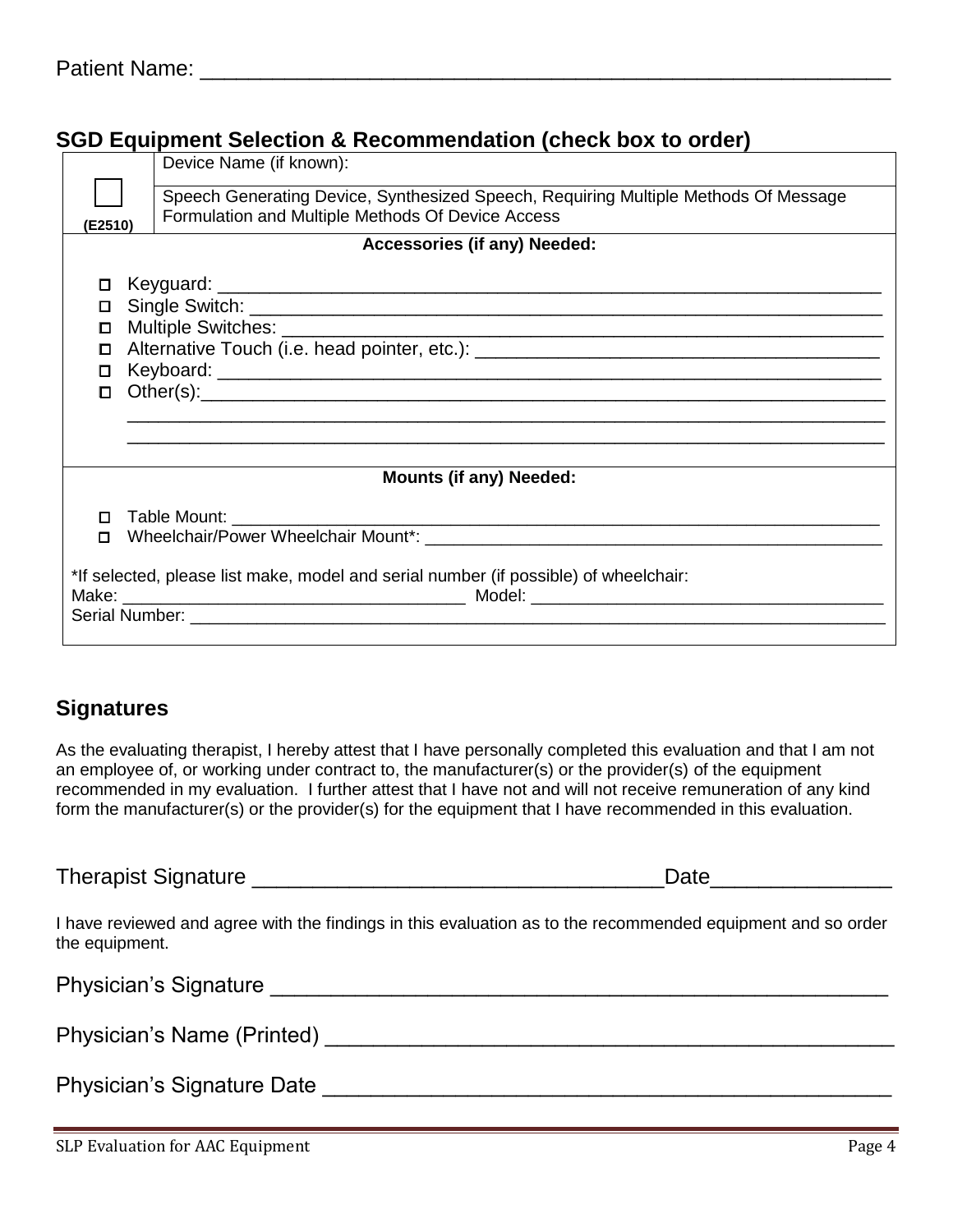Patient Name: ___________________________________________________

## SGD Equipment Selection & Recommendation (check box to order)

| | |
|---|---|
| ☐ | Device Name (if known): |
| (E2510) | Speech Generating Device, Synthesized Speech, Requiring Multiple Methods Of Message Formulation and Multiple Methods Of Device Access |

**Accessories (if any) Needed:**

- ☐ Keyguard: ___________________________________________________________
- ☐ Single Switch: _______________________________________________________
- ☐ Multiple Switches: ____________________________________________________
- ☐ Alternative Touch (i.e. head pointer, etc.): _____________________________
- ☐ Keyboard: __________________________________________________________
- ☐ Other(s):___________________________________________________________
  ____________________________________________________________________
  ____________________________________________________________________

**Mounts (if any) Needed:**

- ☐ Table Mount: _______________________________________________________
- ☐ Wheelchair/Power Wheelchair Mount*: ____________________________________

*If selected, please list make, model and serial number (if possible) of wheelchair:

Make: _______________________________ Model: _______________________________

Serial Number: _____________________________________________________________

## Signatures

As the evaluating therapist, I hereby attest that I have personally completed this evaluation and that I am not an employee of, or working under contract to, the manufacturer(s) or the provider(s) of the equipment recommended in my evaluation. I further attest that I have not and will not receive remuneration of any kind form the manufacturer(s) or the provider(s) for the equipment that I have recommended in this evaluation.

Therapist Signature _________________________________Date______________

I have reviewed and agree with the findings in this evaluation as to the recommended equipment and so order the equipment.

Physician's Signature ________________________________________________

Physician's Name (Printed) ___________________________________________

Physician's Signature Date ___________________________________________